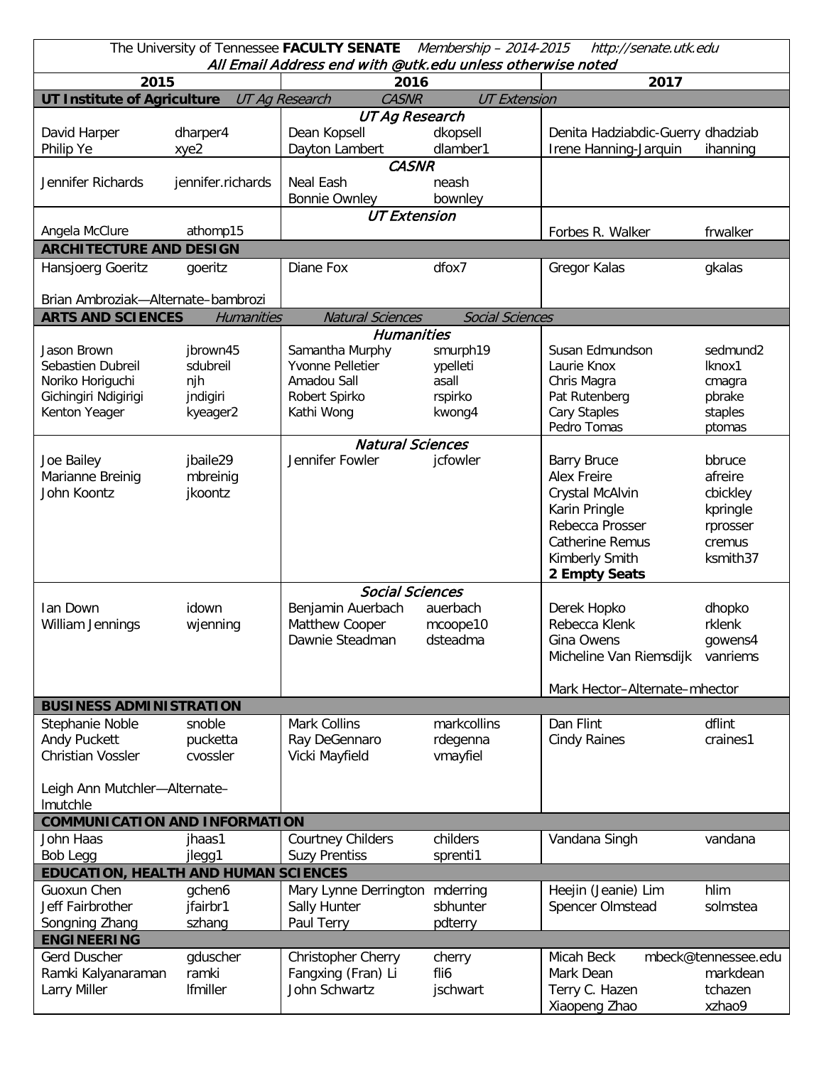The University of Tennessee **FACULTY SENATE** *Membership – 2014-2015* *http://senate.utk.edu*

***All Email Address end with @utk.edu unless otherwise noted***

| 2015 | | 2016 | | 2017 | |
|---|---|---|---|---|---|
| **UT Institute of Agriculture** *UT Ag Research* *CASNR* *UT Extension* | | | | | |
| | | *UT Ag Research* | | | |
| David Harper | dharper4 | Dean Kopsell | dkopsell | Denita Hadziabdic-Guerry | dhadziab |
| Philip Ye | xye2 | Dayton Lambert | dlamber1 | Irene Hanning-Jarquin | ihanning |
| | | *CASNR* | | | |
| Jennifer Richards | jennifer.richards | Neal Eash | neash | | |
| | | Bonnie Ownley | bownley | | |
| | | *UT Extension* | | | |
| Angela McClure | athomp15 | | | Forbes R. Walker | frwalker |
| **ARCHITECTURE AND DESIGN** | | | | | |
| Hansjoerg Goeritz | goeritz | Diane Fox | dfox7 | Gregor Kalas | gkalas |
| Brian Ambroziak—Alternate–bambrozi | | | | | |
| **ARTS AND SCIENCES** *Humanities* *Natural Sciences* *Social Sciences* | | | | | |
| | | *Humanities* | | | |
| Jason Brown | jbrown45 | Samantha Murphy | smurph19 | Susan Edmundson | sedmund2 |
| Sebastien Dubreil | sdubreil | Yvonne Pelletier | ypelleti | Laurie Knox | lknox1 |
| Noriko Horiguchi | njh | Amadou Sall | asall | Chris Magra | cmagra |
| Gichingiri Ndigirigi | jndigiri | Robert Spirko | rspirko | Pat Rutenberg | pbrake |
| Kenton Yeager | kyeager2 | Kathi Wong | kwong4 | Cary Staples | staples |
| | | | | Pedro Tomas | ptomas |
| | | *Natural Sciences* | | | |
| Joe Bailey | jbaile29 | Jennifer Fowler | jcfowler | Barry Bruce | bbruce |
| Marianne Breinig | mbreinig | | | Alex Freire | afreire |
| John Koontz | jkoontz | | | Crystal McAlvin | cbickley |
| | | | | Karin Pringle | kpringle |
| | | | | Rebecca Prosser | rprosser |
| | | | | Catherine Remus | cremus |
| | | | | Kimberly Smith | ksmith37 |
| | | | | **2 Empty Seats** | |
| | | *Social Sciences* | | | |
| Ian Down | idown | Benjamin Auerbach | auerbach | Derek Hopko | dhopko |
| William Jennings | wjenning | Matthew Cooper | mcoope10 | Rebecca Klenk | rklenk |
| | | Dawnie Steadman | dsteadma | Gina Owens | gowens4 |
| | | | | Micheline Van Riemsdijk | vanriems |
| | | | | Mark Hector–Alternate–mhector | |
| **BUSINESS ADMINISTRATION** | | | | | |
| Stephanie Noble | snoble | Mark Collins | markcollins | Dan Flint | dflint |
| Andy Puckett | pucketta | Ray DeGennaro | rdegenna | Cindy Raines | craines1 |
| Christian Vossler | cvossler | Vicki Mayfield | vmayfiel | | |
| Leigh Ann Mutchler—Alternate–lmutchle | | | | | |
| **COMMUNICATION AND INFORMATION** | | | | | |
| John Haas | jhaas1 | Courtney Childers | childers | Vandana Singh | vandana |
| Bob Legg | jlegg1 | Suzy Prentiss | sprenti1 | | |
| **EDUCATION, HEALTH AND HUMAN SCIENCES** | | | | | |
| Guoxun Chen | gchen6 | Mary Lynne Derrington | mderring | Heejin (Jeanie) Lim | hlim |
| Jeff Fairbrother | jfairbr1 | Sally Hunter | sbhunter | Spencer Olmstead | solmstea |
| Songning Zhang | szhang | Paul Terry | pdterry | | |
| **ENGINEERING** | | | | | |
| Gerd Duscher | gduscher | Christopher Cherry | cherry | Micah Beck | mbeck@tennessee.edu |
| Ramki Kalyanaraman | ramki | Fangxing (Fran) Li | fli6 | Mark Dean | markdean |
| Larry Miller | lfmiller | John Schwartz | jschwart | Terry C. Hazen | tchazen |
| | | | | Xiaopeng Zhao | xzhao9 |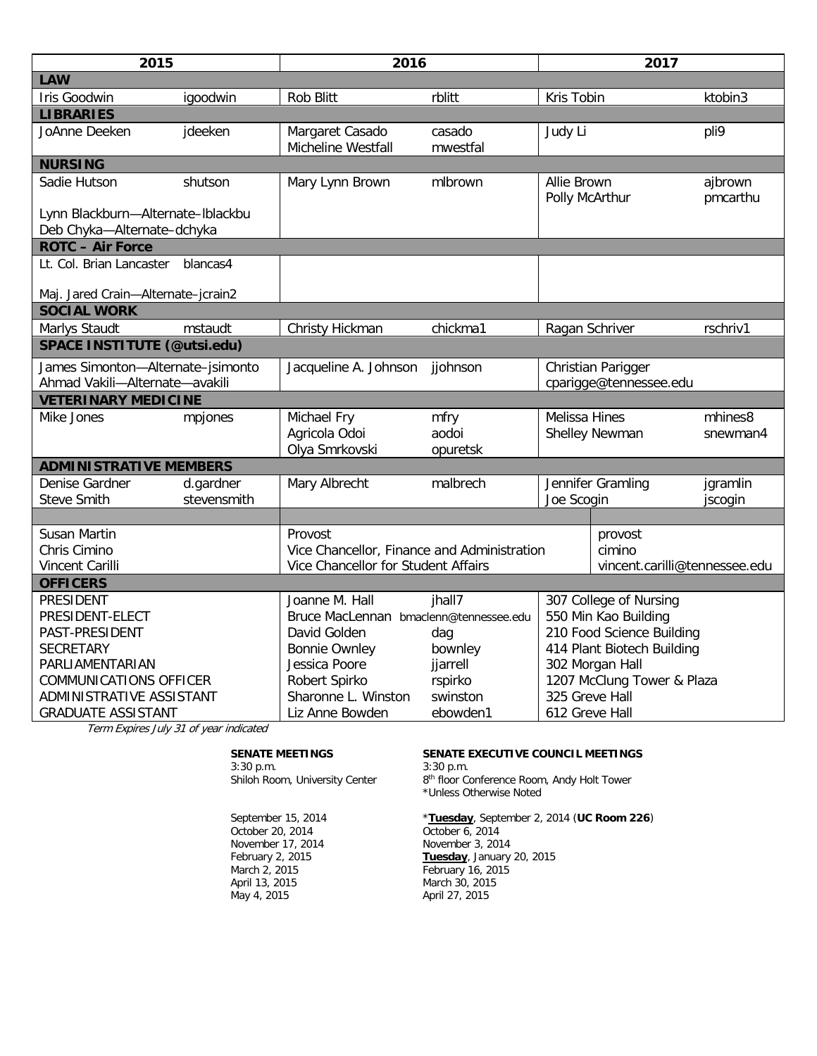| 2015 | | 2016 | | 2017 | |
|---|---|---|---|---|---|
| **LAW** | | | | | |
| Iris Goodwin | igoodwin | Rob Blitt | rblitt | Kris Tobin | ktobin3 |
| **LIBRARIES** | | | | | |
| JoAnne Deeken | jdeeken | Margaret Casado<br>Micheline Westfall | casado<br>mwestfal | Judy Li | pli9 |
| **NURSING** | | | | | |
| Sadie Hutson<br><br>Lynn Blackburn—Alternate–lblackbu<br>Deb Chyka—Alternate–dchyka | shutson | Mary Lynn Brown | mlbrown | Allie Brown<br>Polly McArthur | ajbrown<br>pmcarthu |
| **ROTC – Air Force** | | | | | |
| Lt. Col. Brian Lancaster<br><br>Maj. Jared Crain—Alternate–jcrain2 | blancas4 | | | | |
| **SOCIAL WORK** | | | | | |
| Marlys Staudt | mstaudt | Christy Hickman | chickma1 | Ragan Schriver | rschriv1 |
| **SPACE INSTITUTE (@utsi.edu)** | | | | | |
| James Simonton—Alternate–jsimonto<br>Ahmad Vakili—Alternate—avakili | | Jacqueline A. Johnson | jjohnson | Christian Parigger<br>cparigge@tennessee.edu | |
| **VETERINARY MEDICINE** | | | | | |
| Mike Jones | mpjones | Michael Fry<br>Agricola Odoi<br>Olya Smrkovski | mfry<br>aodoi<br>opuretsk | Melissa Hines<br>Shelley Newman | mhines8<br>snewman4 |
| **ADMINISTRATIVE MEMBERS** | | | | | |
| Denise Gardner<br>Steve Smith | d.gardner<br>stevensmith | Mary Albrecht | malbrech | Jennifer Gramling<br>Joe Scogin | jgramlin<br>jscogin |
| | | | | | |
| Susan Martin<br>Chris Cimino<br>Vincent Carilli | | Provost<br>Vice Chancellor, Finance and Administration<br>Vice Chancellor for Student Affairs | | provost<br>cimino<br>vincent.carilli@tennessee.edu | |
| **OFFICERS** | | | | | |
| PRESIDENT | | Joanne M. Hall | jhall7 | 307 College of Nursing | |
| PRESIDENT-ELECT | | Bruce MacLennan | bmaclenn@tennessee.edu | 550 Min Kao Building | |
| PAST-PRESIDENT | | David Golden | dag | 210 Food Science Building | |
| SECRETARY | | Bonnie Ownley | bownley | 414 Plant Biotech Building | |
| PARLIAMENTARIAN | | Jessica Poore | jjarrell | 302 Morgan Hall | |
| COMMUNICATIONS OFFICER | | Robert Spirko | rspirko | 1207 McClung Tower & Plaza | |
| ADMINISTRATIVE ASSISTANT | | Sharonne L. Winston | swinston | 325 Greve Hall | |
| GRADUATE ASSISTANT | | Liz Anne Bowden | ebowden1 | 612 Greve Hall | |

*Term Expires July 31 of year indicated*

**SENATE MEETINGS**
3:30 p.m.
Shiloh Room, University Center

September 15, 2014
October 20, 2014
November 17, 2014
February 2, 2015
March 2, 2015
April 13, 2015
May 4, 2015

**SENATE EXECUTIVE COUNCIL MEETINGS**
3:30 p.m.
8th floor Conference Room, Andy Holt Tower
*Unless Otherwise Noted

*__**Tuesday**__, September 2, 2014 (**UC Room 226**)
October 6, 2014
November 3, 2014
__**Tuesday**__, January 20, 2015
February 16, 2015
March 30, 2015
April 27, 2015